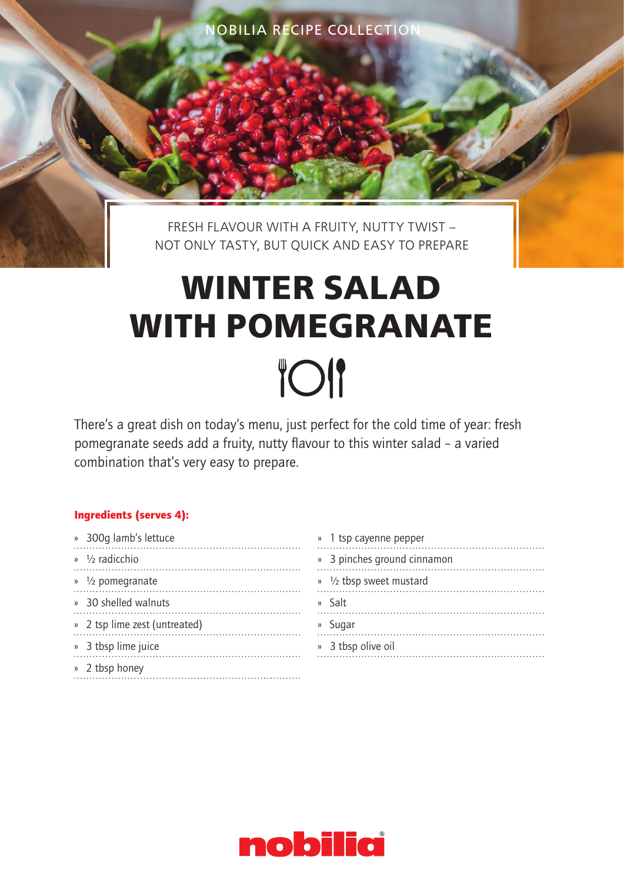NOBILIA RECIPE COLLECTION

FRESH FLAVOUR WITH A FRUITY, NUTTY TWIST – NOT ONLY TASTY, BUT QUICK AND EASY TO PREPARE

# WINTER SALAD WITH POMEGRANATE

There's a great dish on today's menu, just perfect for the cold time of year: fresh pomegranate seeds add a fruity, nutty flavour to this winter salad – a varied combination that's very easy to prepare.

**Ingredients (serves 4):**

- 300g lamb's lettuce
- ½ radicchio
- ½ pomegranate
- 30 shelled walnuts
- 2 tsp lime zest (untreated)
- 3 tbsp lime juice
- 2 tbsp honey
- 1 tsp cayenne pepper
- 3 pinches ground cinnamon
- ½ tbsp sweet mustard
- Salt
- Sugar
- 3 tbsp olive oil

nobilia®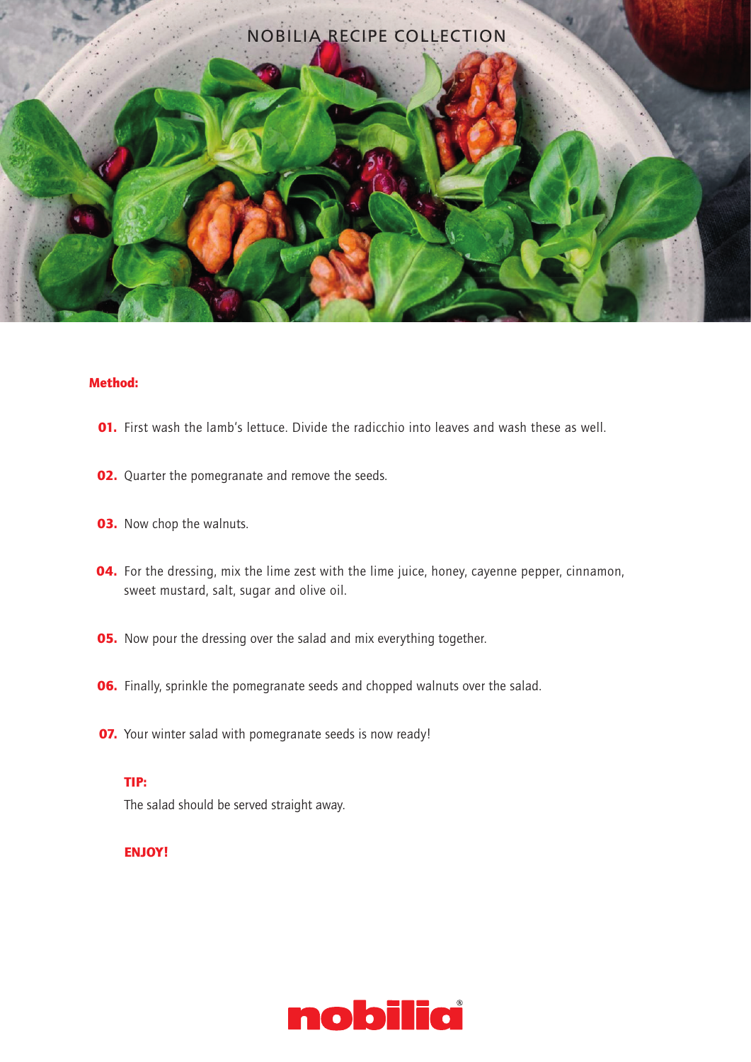**Method:**

**01.** First wash the lamb's lettuce. Divide the radicchio into leaves and wash these as well.

**02.** Quarter the pomegranate and remove the seeds.

**03.** Now chop the walnuts.

**04.** For the dressing, mix the lime zest with the lime juice, honey, cayenne pepper, cinnamon, sweet mustard, salt, sugar and olive oil.

**05.** Now pour the dressing over the salad and mix everything together.

**06.** Finally, sprinkle the pomegranate seeds and chopped walnuts over the salad.

**07.** Your winter salad with pomegranate seeds is now ready!

**TIP:**

The salad should be served straight away.

**ENJOY!**